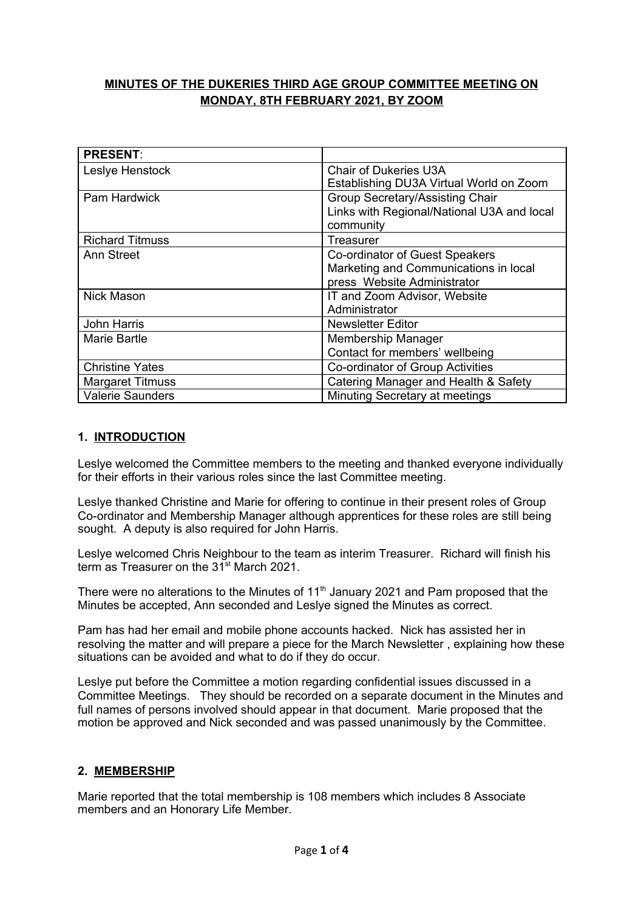**MINUTES OF THE DUKERIES THIRD AGE GROUP COMMITTEE MEETING ON MONDAY, 8TH FEBRUARY 2021, BY ZOOM**

| **PRESENT**: | |
|---|---|
| Leslye Henstock | Chair of Dukeries U3A<br>Establishing DU3A Virtual World on Zoom |
| Pam Hardwick | Group Secretary/Assisting Chair<br>Links with Regional/National U3A and local community |
| Richard Titmuss | Treasurer |
| Ann Street | Co-ordinator of Guest Speakers<br>Marketing and Communications in local press  Website Administrator |
| Nick Mason | IT and Zoom Advisor, Website Administrator |
| John Harris | Newsletter Editor |
| Marie Bartle | Membership Manager<br>Contact for members' wellbeing |
| Christine Yates | Co-ordinator of Group Activities |
| Margaret Titmuss | Catering Manager and Health & Safety |
| Valerie Saunders | Minuting Secretary at meetings |

## 1. INTRODUCTION

Leslye welcomed the Committee members to the meeting and thanked everyone individually for their efforts in their various roles since the last Committee meeting.

Leslye thanked Christine and Marie for offering to continue in their present roles of Group Co-ordinator and Membership Manager although apprentices for these roles are still being sought. A deputy is also required for John Harris.

Leslye welcomed Chris Neighbour to the team as interim Treasurer. Richard will finish his term as Treasurer on the 31st March 2021.

There were no alterations to the Minutes of 11th January 2021 and Pam proposed that the Minutes be accepted, Ann seconded and Leslye signed the Minutes as correct.

Pam has had her email and mobile phone accounts hacked. Nick has assisted her in resolving the matter and will prepare a piece for the March Newsletter , explaining how these situations can be avoided and what to do if they do occur.

Leslye put before the Committee a motion regarding confidential issues discussed in a Committee Meetings. They should be recorded on a separate document in the Minutes and full names of persons involved should appear in that document. Marie proposed that the motion be approved and Nick seconded and was passed unanimously by the Committee.

## 2. MEMBERSHIP

Marie reported that the total membership is 108 members which includes 8 Associate members and an Honorary Life Member.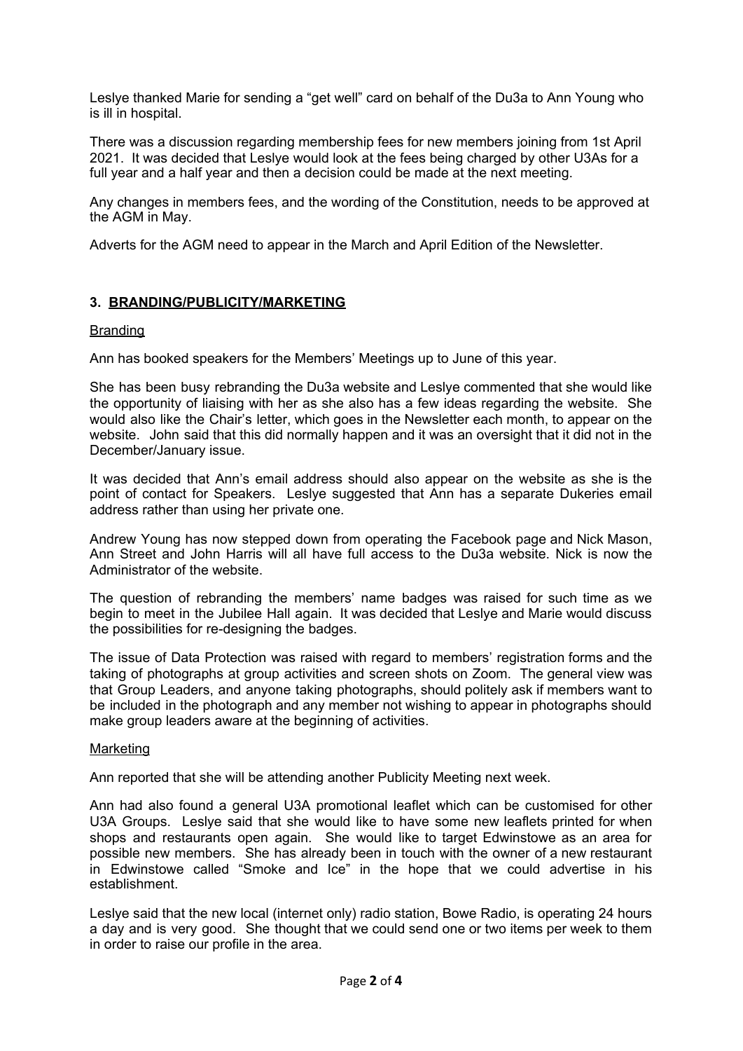Leslye thanked Marie for sending a "get well" card on behalf of the Du3a to Ann Young who is ill in hospital.

There was a discussion regarding membership fees for new members joining from 1st April 2021. It was decided that Leslye would look at the fees being charged by other U3As for a full year and a half year and then a decision could be made at the next meeting.

Any changes in members fees, and the wording of the Constitution, needs to be approved at the AGM in May.

Adverts for the AGM need to appear in the March and April Edition of the Newsletter.

### 3. BRANDING/PUBLICITY/MARKETING

Branding

Ann has booked speakers for the Members' Meetings up to June of this year.

She has been busy rebranding the Du3a website and Leslye commented that she would like the opportunity of liaising with her as she also has a few ideas regarding the website. She would also like the Chair's letter, which goes in the Newsletter each month, to appear on the website. John said that this did normally happen and it was an oversight that it did not in the December/January issue.

It was decided that Ann's email address should also appear on the website as she is the point of contact for Speakers. Leslye suggested that Ann has a separate Dukeries email address rather than using her private one.

Andrew Young has now stepped down from operating the Facebook page and Nick Mason, Ann Street and John Harris will all have full access to the Du3a website. Nick is now the Administrator of the website.

The question of rebranding the members' name badges was raised for such time as we begin to meet in the Jubilee Hall again. It was decided that Leslye and Marie would discuss the possibilities for re-designing the badges.

The issue of Data Protection was raised with regard to members' registration forms and the taking of photographs at group activities and screen shots on Zoom. The general view was that Group Leaders, and anyone taking photographs, should politely ask if members want to be included in the photograph and any member not wishing to appear in photographs should make group leaders aware at the beginning of activities.

Marketing

Ann reported that she will be attending another Publicity Meeting next week.

Ann had also found a general U3A promotional leaflet which can be customised for other U3A Groups. Leslye said that she would like to have some new leaflets printed for when shops and restaurants open again. She would like to target Edwinstowe as an area for possible new members. She has already been in touch with the owner of a new restaurant in Edwinstowe called "Smoke and Ice" in the hope that we could advertise in his establishment.

Leslye said that the new local (internet only) radio station, Bowe Radio, is operating 24 hours a day and is very good. She thought that we could send one or two items per week to them in order to raise our profile in the area.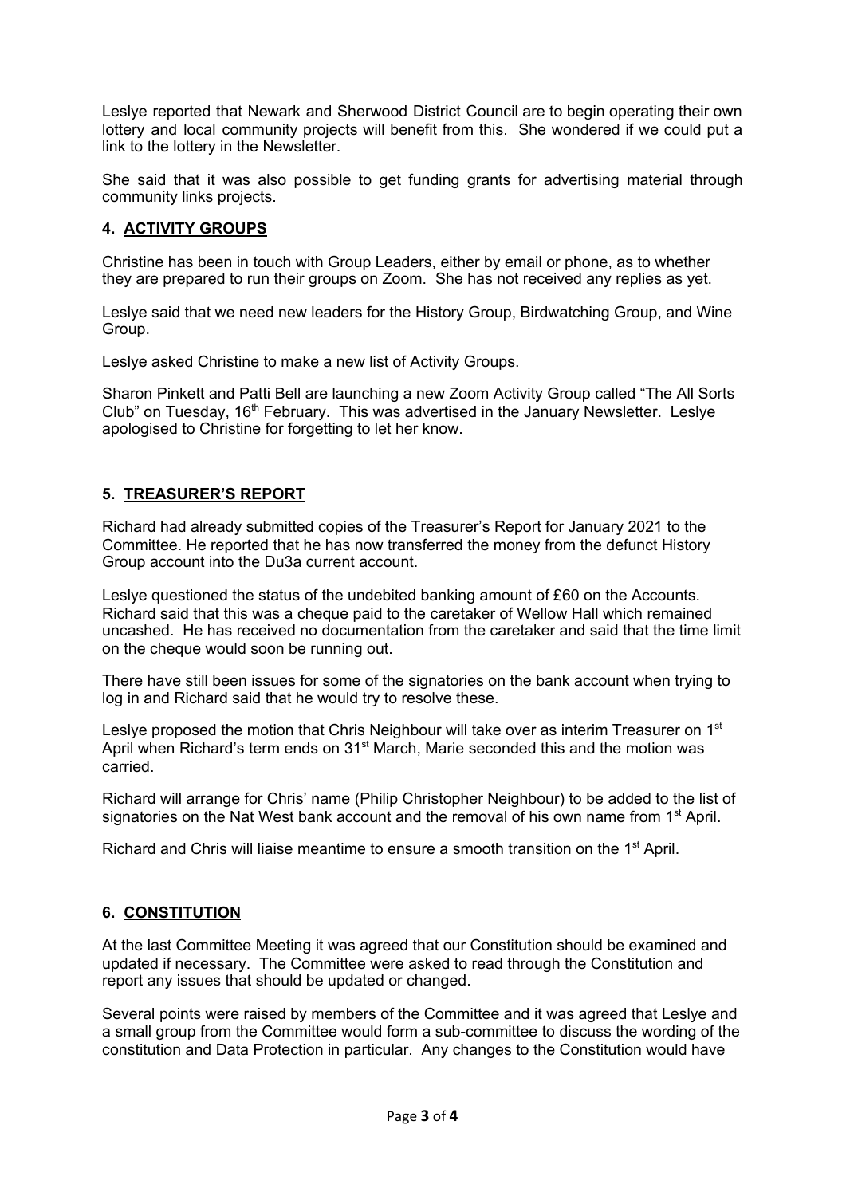Leslye reported that Newark and Sherwood District Council are to begin operating their own lottery and local community projects will benefit from this. She wondered if we could put a link to the lottery in the Newsletter.

She said that it was also possible to get funding grants for advertising material through community links projects.

## 4. ACTIVITY GROUPS

Christine has been in touch with Group Leaders, either by email or phone, as to whether they are prepared to run their groups on Zoom. She has not received any replies as yet.

Leslye said that we need new leaders for the History Group, Birdwatching Group, and Wine Group.

Leslye asked Christine to make a new list of Activity Groups.

Sharon Pinkett and Patti Bell are launching a new Zoom Activity Group called "The All Sorts Club" on Tuesday, 16th February. This was advertised in the January Newsletter. Leslye apologised to Christine for forgetting to let her know.

## 5. TREASURER'S REPORT

Richard had already submitted copies of the Treasurer's Report for January 2021 to the Committee. He reported that he has now transferred the money from the defunct History Group account into the Du3a current account.

Leslye questioned the status of the undebited banking amount of £60 on the Accounts. Richard said that this was a cheque paid to the caretaker of Wellow Hall which remained uncashed. He has received no documentation from the caretaker and said that the time limit on the cheque would soon be running out.

There have still been issues for some of the signatories on the bank account when trying to log in and Richard said that he would try to resolve these.

Leslye proposed the motion that Chris Neighbour will take over as interim Treasurer on 1st April when Richard's term ends on 31st March, Marie seconded this and the motion was carried.

Richard will arrange for Chris' name (Philip Christopher Neighbour) to be added to the list of signatories on the Nat West bank account and the removal of his own name from 1st April.

Richard and Chris will liaise meantime to ensure a smooth transition on the 1st April.

## 6. CONSTITUTION

At the last Committee Meeting it was agreed that our Constitution should be examined and updated if necessary. The Committee were asked to read through the Constitution and report any issues that should be updated or changed.

Several points were raised by members of the Committee and it was agreed that Leslye and a small group from the Committee would form a sub-committee to discuss the wording of the constitution and Data Protection in particular. Any changes to the Constitution would have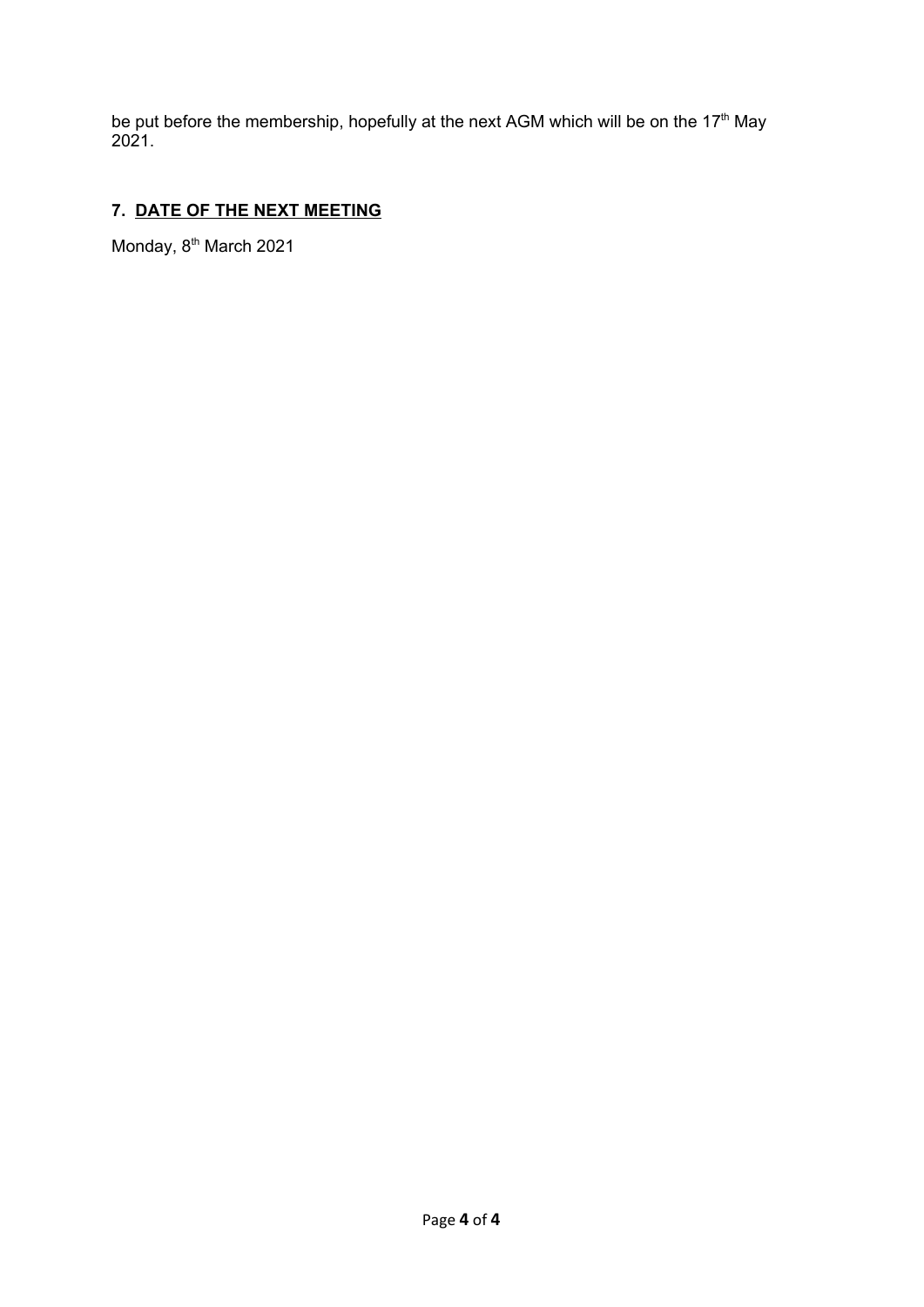be put before the membership, hopefully at the next AGM which will be on the 17th May 2021.

## 7. DATE OF THE NEXT MEETING

Monday, 8th March 2021